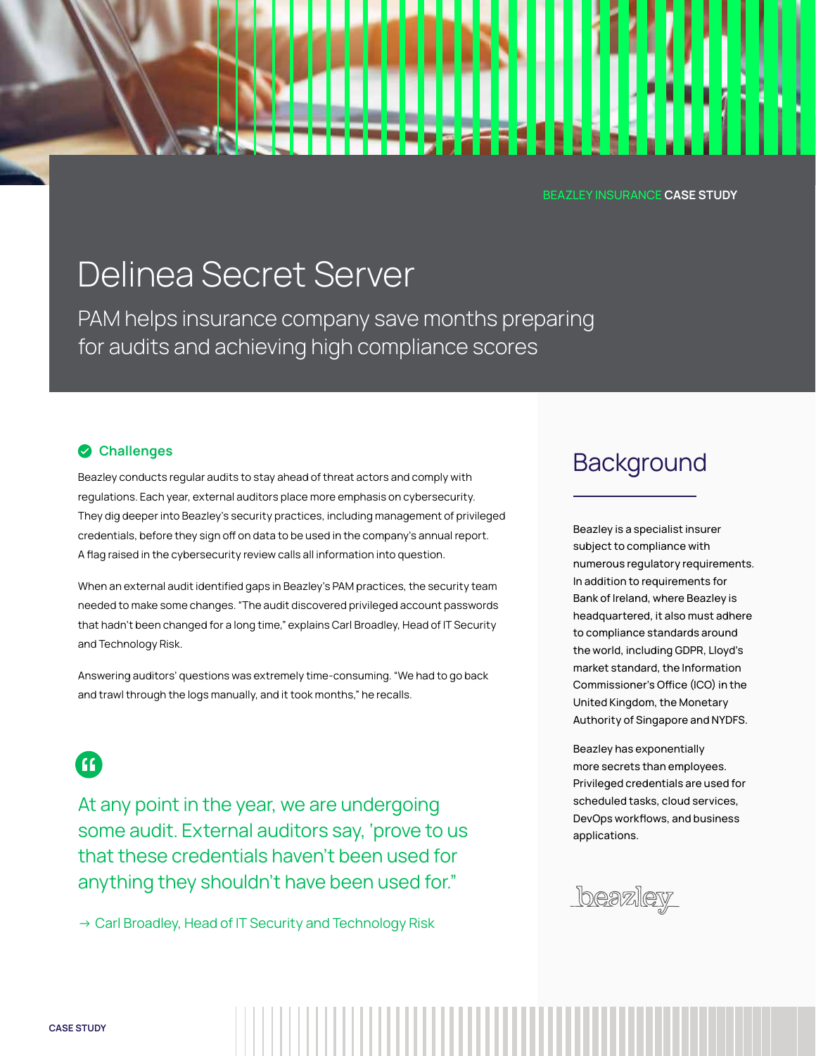BEAZLEY INSURANCE **CASE STUDY**

# Delinea Secret Server

PAM helps insurance company save months preparing for audits and achieving high compliance scores

## Challenges

Beazley conducts regular audits to stay ahead of threat actors and comply with regulations. Each year, external auditors place more emphasis on cybersecurity. They dig deeper into Beazley's security practices, including management of privileged credentials, before they sign off on data to be used in the company's annual report. A flag raised in the cybersecurity review calls all information into question.

When an external audit identified gaps in Beazley's PAM practices, the security team needed to make some changes. "The audit discovered privileged account passwords that hadn't been changed for a long time," explains Carl Broadley, Head of IT Security and Technology Risk.

Answering auditors' questions was extremely time-consuming. "We had to go back and trawl through the logs manually, and it took months," he recalls.

> At any point in the year, we are undergoing some audit. External auditors say, 'prove to us that these credentials haven't been used for anything they shouldn't have been used for."
>
> → Carl Broadley, Head of IT Security and Technology Risk

## Background

Beazley is a specialist insurer subject to compliance with numerous regulatory requirements. In addition to requirements for Bank of Ireland, where Beazley is headquartered, it also must adhere to compliance standards around the world, including GDPR, Lloyd's market standard, the Information Commissioner's Office (ICO) in the United Kingdom, the Monetary Authority of Singapore and NYDFS.

Beazley has exponentially more secrets than employees. Privileged credentials are used for scheduled tasks, cloud services, DevOps workflows, and business applications.

beazley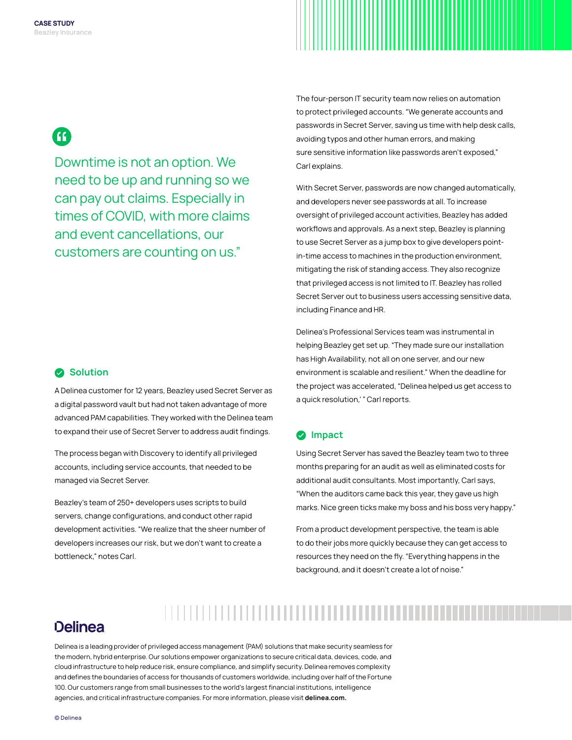> Downtime is not an option. We need to be up and running so we can pay out claims. Especially in times of COVID, with more claims and event cancellations, our customers are counting on us."

## Solution

A Delinea customer for 12 years, Beazley used Secret Server as a digital password vault but had not taken advantage of more advanced PAM capabilities. They worked with the Delinea team to expand their use of Secret Server to address audit findings.

The process began with Discovery to identify all privileged accounts, including service accounts, that needed to be managed via Secret Server.

Beazley's team of 250+ developers uses scripts to build servers, change configurations, and conduct other rapid development activities. "We realize that the sheer number of developers increases our risk, but we don't want to create a bottleneck," notes Carl.

The four-person IT security team now relies on automation to protect privileged accounts. "We generate accounts and passwords in Secret Server, saving us time with help desk calls, avoiding typos and other human errors, and making sure sensitive information like passwords aren't exposed," Carl explains.

With Secret Server, passwords are now changed automatically, and developers never see passwords at all. To increase oversight of privileged account activities, Beazley has added workflows and approvals. As a next step, Beazley is planning to use Secret Server as a jump box to give developers point-in-time access to machines in the production environment, mitigating the risk of standing access. They also recognize that privileged access is not limited to IT. Beazley has rolled Secret Server out to business users accessing sensitive data, including Finance and HR.

Delinea's Professional Services team was instrumental in helping Beazley get set up. "They made sure our installation has High Availability, not all on one server, and our new environment is scalable and resilient." When the deadline for the project was accelerated, "Delinea helped us get access to a quick resolution,' " Carl reports.

## Impact

Using Secret Server has saved the Beazley team two to three months preparing for an audit as well as eliminated costs for additional audit consultants. Most importantly, Carl says, "When the auditors came back this year, they gave us high marks. Nice green ticks make my boss and his boss very happy."

From a product development perspective, the team is able to do their jobs more quickly because they can get access to resources they need on the fly. "Everything happens in the background, and it doesn't create a lot of noise."

**Delinea**

Delinea is a leading provider of privileged access management (PAM) solutions that make security seamless for the modern, hybrid enterprise. Our solutions empower organizations to secure critical data, devices, code, and cloud infrastructure to help reduce risk, ensure compliance, and simplify security. Delinea removes complexity and defines the boundaries of access for thousands of customers worldwide, including over half of the Fortune 100. Our customers range from small businesses to the world's largest financial institutions, intelligence agencies, and critical infrastructure companies. For more information, please visit **delinea.com.**

© Delinea